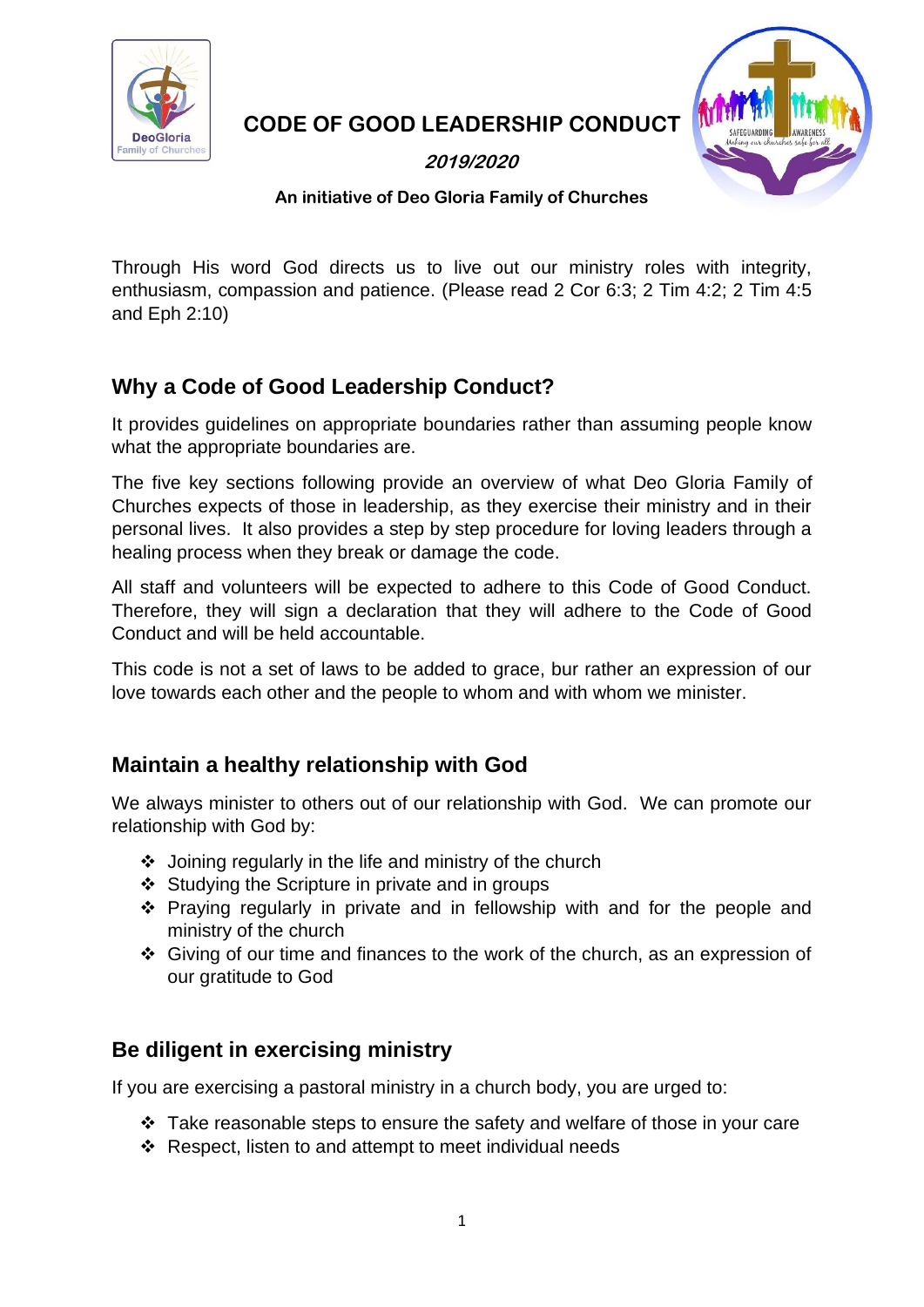# CODE OF GOOD LEADERSHIP CONDUCT

***2019/2020***

**An initiative of Deo Gloria Family of Churches**

Through His word God directs us to live out our ministry roles with integrity, enthusiasm, compassion and patience. (Please read 2 Cor 6:3; 2 Tim 4:2; 2 Tim 4:5 and Eph 2:10)

## Why a Code of Good Leadership Conduct?

It provides guidelines on appropriate boundaries rather than assuming people know what the appropriate boundaries are.

The five key sections following provide an overview of what Deo Gloria Family of Churches expects of those in leadership, as they exercise their ministry and in their personal lives. It also provides a step by step procedure for loving leaders through a healing process when they break or damage the code.

All staff and volunteers will be expected to adhere to this Code of Good Conduct. Therefore, they will sign a declaration that they will adhere to the Code of Good Conduct and will be held accountable.

This code is not a set of laws to be added to grace, bur rather an expression of our love towards each other and the people to whom and with whom we minister.

## Maintain a healthy relationship with God

We always minister to others out of our relationship with God. We can promote our relationship with God by:

- Joining regularly in the life and ministry of the church
- Studying the Scripture in private and in groups
- Praying regularly in private and in fellowship with and for the people and ministry of the church
- Giving of our time and finances to the work of the church, as an expression of our gratitude to God

## Be diligent in exercising ministry

If you are exercising a pastoral ministry in a church body, you are urged to:

- Take reasonable steps to ensure the safety and welfare of those in your care
- Respect, listen to and attempt to meet individual needs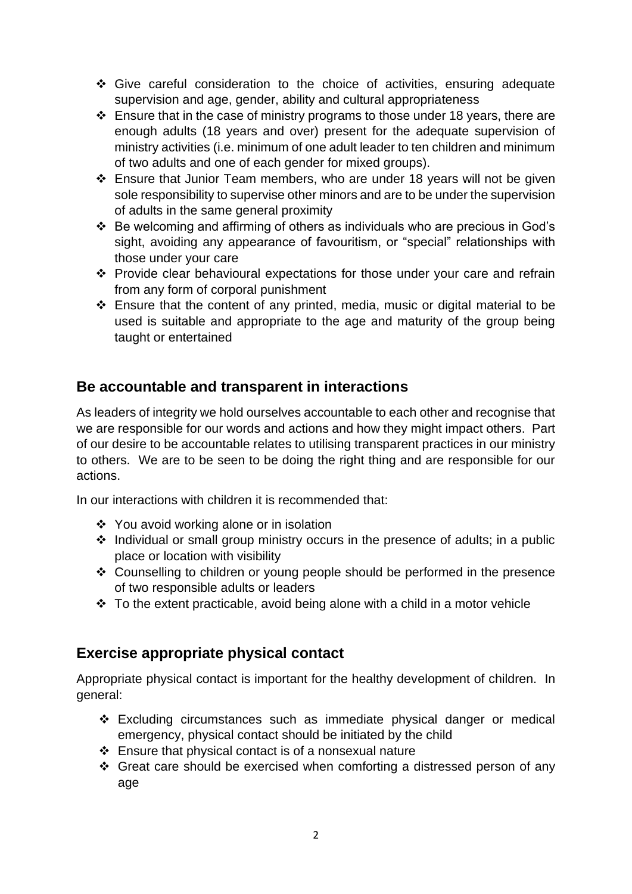- Give careful consideration to the choice of activities, ensuring adequate supervision and age, gender, ability and cultural appropriateness
- Ensure that in the case of ministry programs to those under 18 years, there are enough adults (18 years and over) present for the adequate supervision of ministry activities (i.e. minimum of one adult leader to ten children and minimum of two adults and one of each gender for mixed groups).
- Ensure that Junior Team members, who are under 18 years will not be given sole responsibility to supervise other minors and are to be under the supervision of adults in the same general proximity
- Be welcoming and affirming of others as individuals who are precious in God's sight, avoiding any appearance of favouritism, or "special" relationships with those under your care
- Provide clear behavioural expectations for those under your care and refrain from any form of corporal punishment
- Ensure that the content of any printed, media, music or digital material to be used is suitable and appropriate to the age and maturity of the group being taught or entertained

## Be accountable and transparent in interactions

As leaders of integrity we hold ourselves accountable to each other and recognise that we are responsible for our words and actions and how they might impact others. Part of our desire to be accountable relates to utilising transparent practices in our ministry to others. We are to be seen to be doing the right thing and are responsible for our actions.

In our interactions with children it is recommended that:

- You avoid working alone or in isolation
- Individual or small group ministry occurs in the presence of adults; in a public place or location with visibility
- Counselling to children or young people should be performed in the presence of two responsible adults or leaders
- To the extent practicable, avoid being alone with a child in a motor vehicle

## Exercise appropriate physical contact

Appropriate physical contact is important for the healthy development of children. In general:

- Excluding circumstances such as immediate physical danger or medical emergency, physical contact should be initiated by the child
- Ensure that physical contact is of a nonsexual nature
- Great care should be exercised when comforting a distressed person of any age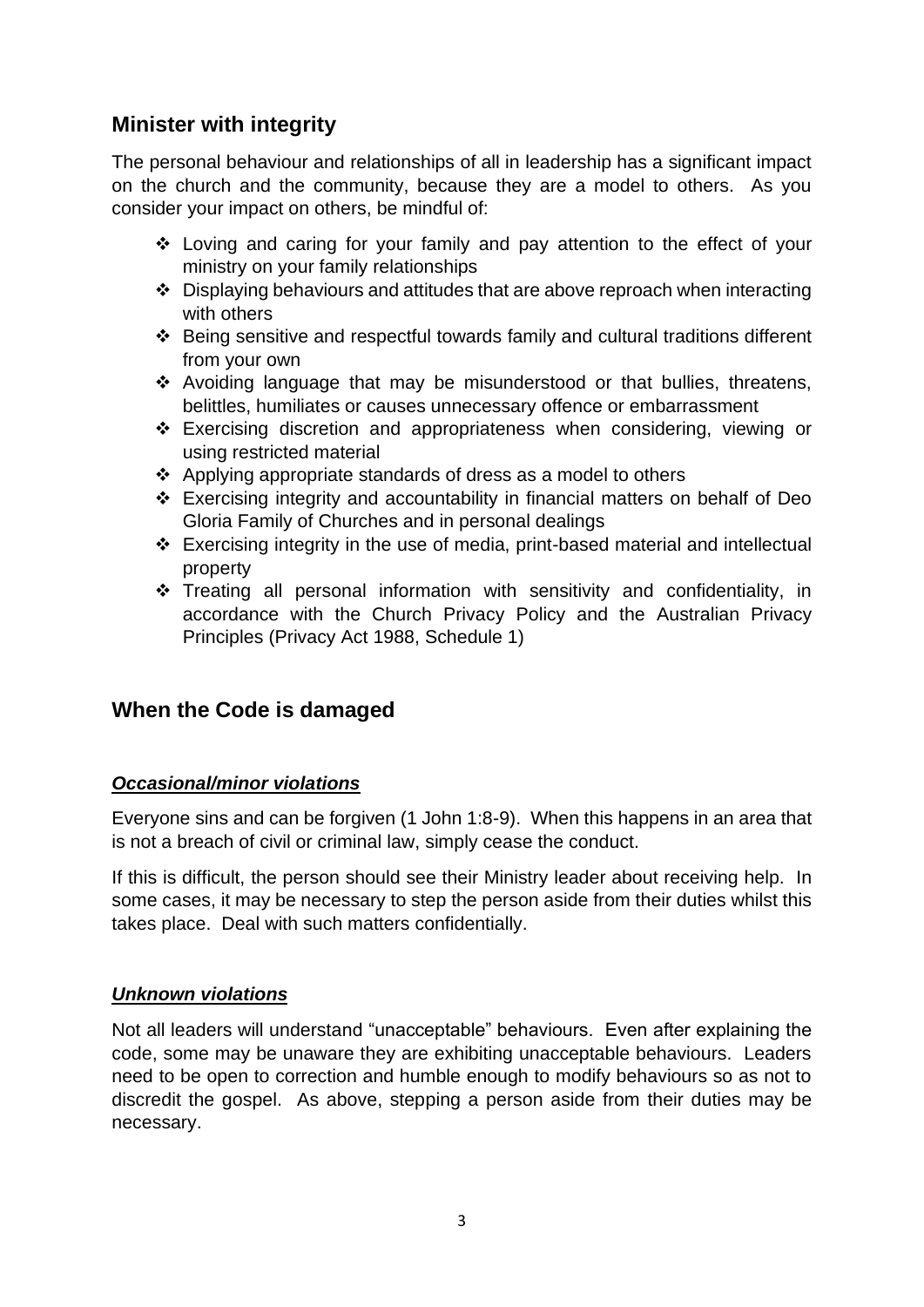## Minister with integrity

The personal behaviour and relationships of all in leadership has a significant impact on the church and the community, because they are a model to others. As you consider your impact on others, be mindful of:

- Loving and caring for your family and pay attention to the effect of your ministry on your family relationships
- Displaying behaviours and attitudes that are above reproach when interacting with others
- Being sensitive and respectful towards family and cultural traditions different from your own
- Avoiding language that may be misunderstood or that bullies, threatens, belittles, humiliates or causes unnecessary offence or embarrassment
- Exercising discretion and appropriateness when considering, viewing or using restricted material
- Applying appropriate standards of dress as a model to others
- Exercising integrity and accountability in financial matters on behalf of Deo Gloria Family of Churches and in personal dealings
- Exercising integrity in the use of media, print-based material and intellectual property
- Treating all personal information with sensitivity and confidentiality, in accordance with the Church Privacy Policy and the Australian Privacy Principles (Privacy Act 1988, Schedule 1)

## When the Code is damaged

### ***Occasional/minor violations***

Everyone sins and can be forgiven (1 John 1:8-9). When this happens in an area that is not a breach of civil or criminal law, simply cease the conduct.

If this is difficult, the person should see their Ministry leader about receiving help. In some cases, it may be necessary to step the person aside from their duties whilst this takes place. Deal with such matters confidentially.

### ***Unknown violations***

Not all leaders will understand "unacceptable" behaviours. Even after explaining the code, some may be unaware they are exhibiting unacceptable behaviours. Leaders need to be open to correction and humble enough to modify behaviours so as not to discredit the gospel. As above, stepping a person aside from their duties may be necessary.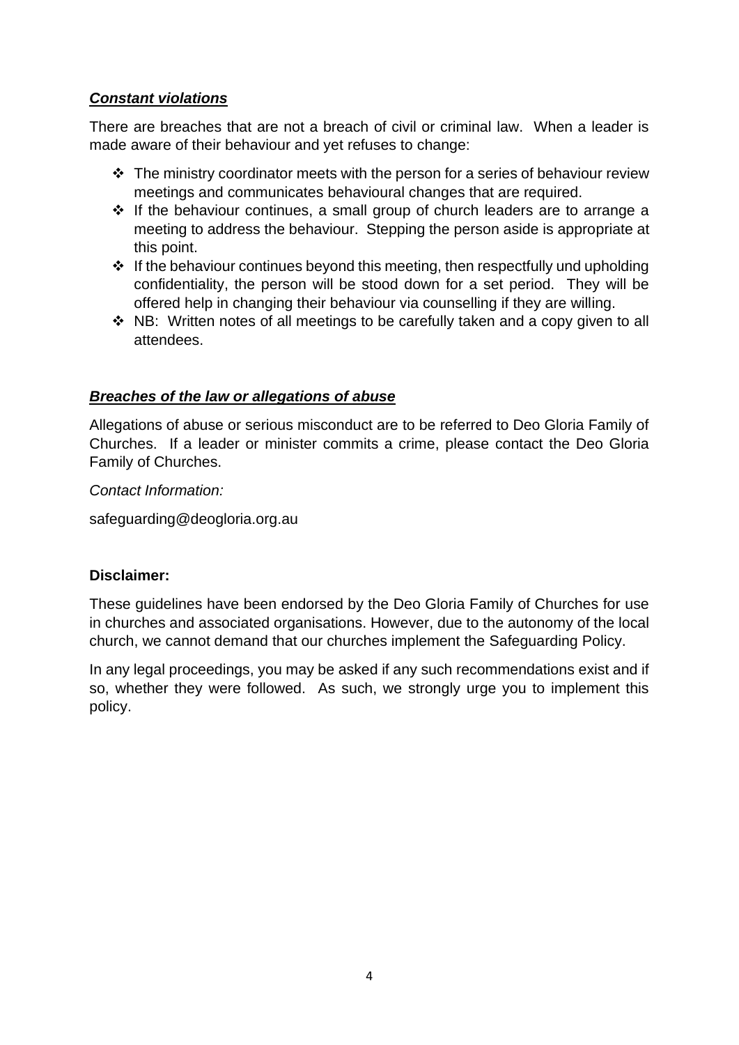***Constant violations***

There are breaches that are not a breach of civil or criminal law. When a leader is made aware of their behaviour and yet refuses to change:

- ❖ The ministry coordinator meets with the person for a series of behaviour review meetings and communicates behavioural changes that are required.
- ❖ If the behaviour continues, a small group of church leaders are to arrange a meeting to address the behaviour. Stepping the person aside is appropriate at this point.
- ❖ If the behaviour continues beyond this meeting, then respectfully und upholding confidentiality, the person will be stood down for a set period. They will be offered help in changing their behaviour via counselling if they are willing.
- ❖ NB: Written notes of all meetings to be carefully taken and a copy given to all attendees.

***Breaches of the law or allegations of abuse***

Allegations of abuse or serious misconduct are to be referred to Deo Gloria Family of Churches. If a leader or minister commits a crime, please contact the Deo Gloria Family of Churches.

*Contact Information:*

safeguarding@deogloria.org.au

**Disclaimer:**

These guidelines have been endorsed by the Deo Gloria Family of Churches for use in churches and associated organisations. However, due to the autonomy of the local church, we cannot demand that our churches implement the Safeguarding Policy.

In any legal proceedings, you may be asked if any such recommendations exist and if so, whether they were followed. As such, we strongly urge you to implement this policy.